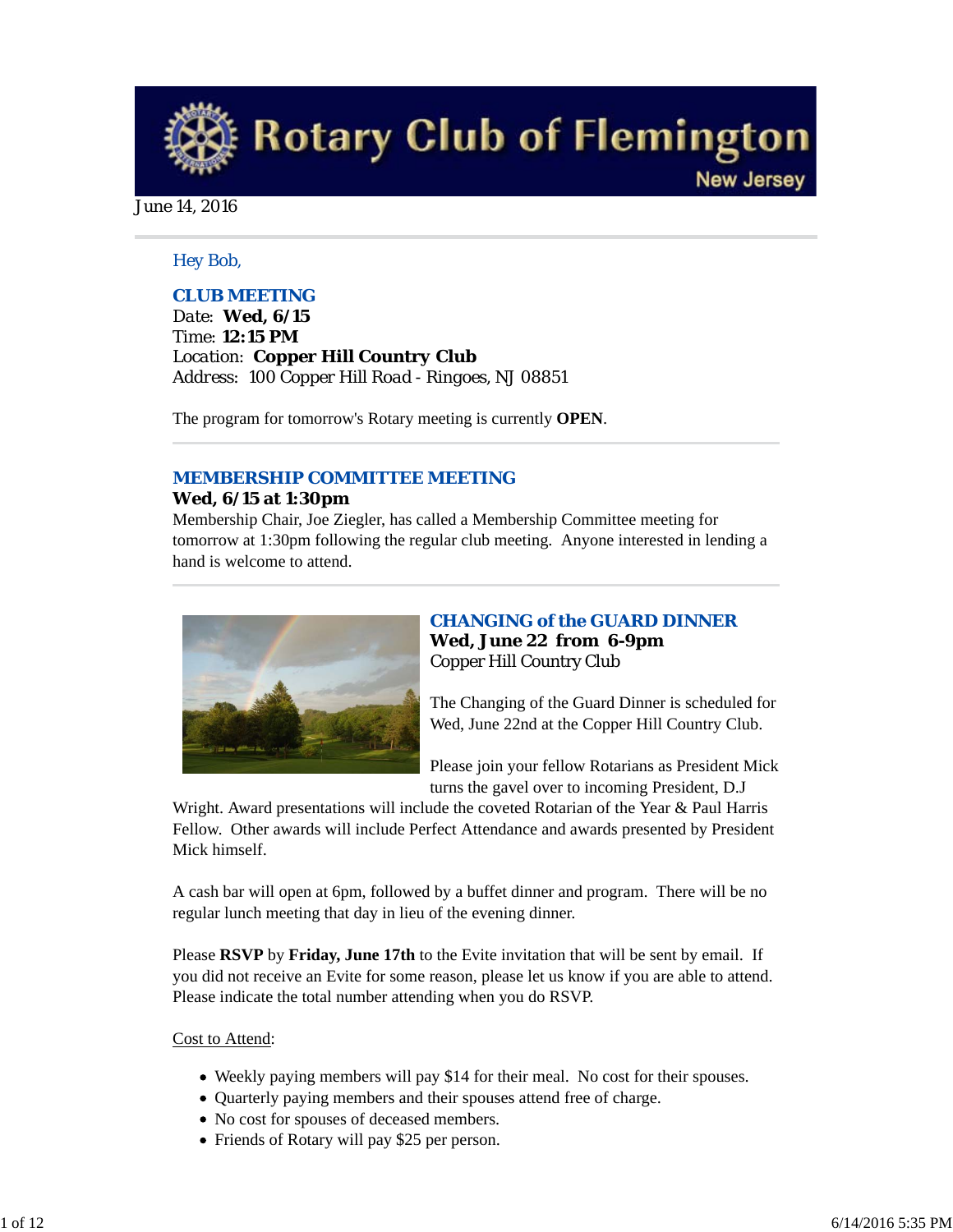# Rotary Club of Flemington
New Jersey

June 14, 2016

Hey Bob,

## CLUB MEETING

Date: **Wed, 6/15**
Time: **12:15 PM**
Location: **Copper Hill Country Club**
Address: 100 Copper Hill Road - Ringoes, NJ 08851

The program for tomorrow's Rotary meeting is currently **OPEN**.

## MEMBERSHIP COMMITTEE MEETING

**Wed, 6/15 at 1:30pm**

Membership Chair, Joe Ziegler, has called a Membership Committee meeting for tomorrow at 1:30pm following the regular club meeting. Anyone interested in lending a hand is welcome to attend.

## CHANGING of the GUARD DINNER

**Wed, June 22 from 6-9pm**
Copper Hill Country Club

The Changing of the Guard Dinner is scheduled for Wed, June 22nd at the Copper Hill Country Club.

Please join your fellow Rotarians as President Mick turns the gavel over to incoming President, D.J Wright. Award presentations will include the coveted Rotarian of the Year & Paul Harris Fellow. Other awards will include Perfect Attendance and awards presented by President Mick himself.

A cash bar will open at 6pm, followed by a buffet dinner and program. There will be no regular lunch meeting that day in lieu of the evening dinner.

Please **RSVP** by **Friday, June 17th** to the Evite invitation that will be sent by email. If you did not receive an Evite for some reason, please let us know if you are able to attend. Please indicate the total number attending when you do RSVP.

Cost to Attend:

- Weekly paying members will pay $14 for their meal. No cost for their spouses.
- Quarterly paying members and their spouses attend free of charge.
- No cost for spouses of deceased members.
- Friends of Rotary will pay $25 per person.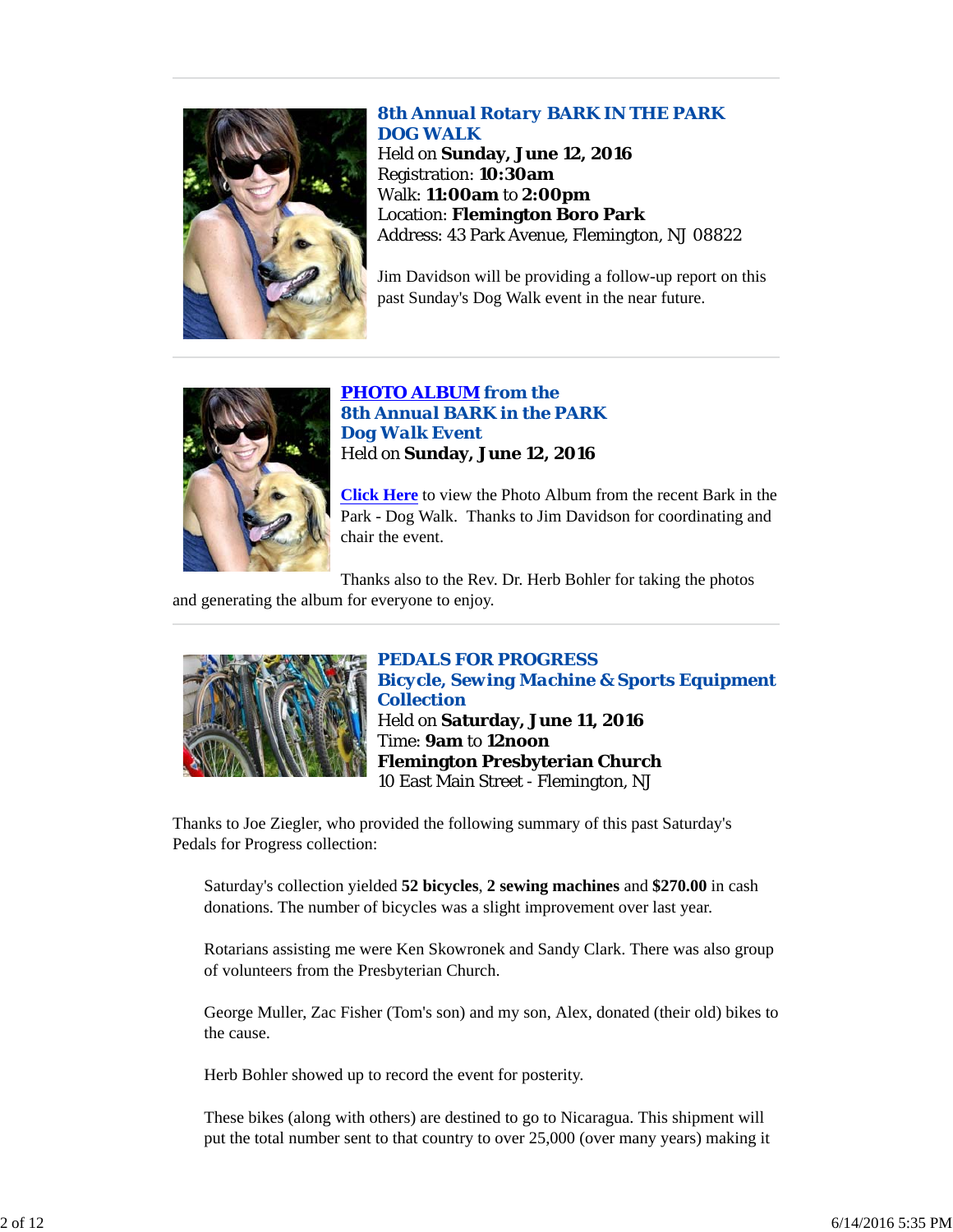## 8th Annual Rotary BARK IN THE PARK DOG WALK

Held on **Sunday, June 12, 2016**
Registration: **10:30am**
Walk: **11:00am** to **2:00pm**
Location: **Flemington Boro Park**
Address: 43 Park Avenue, Flemington, NJ 08822

Jim Davidson will be providing a follow-up report on this past Sunday's Dog Walk event in the near future.

---

## PHOTO ALBUM from the 8th Annual BARK in the PARK Dog Walk Event

Held on **Sunday, June 12, 2016**

**Click Here** to view the Photo Album from the recent Bark in the Park - Dog Walk. Thanks to Jim Davidson for coordinating and chair the event.

Thanks also to the Rev. Dr. Herb Bohler for taking the photos and generating the album for everyone to enjoy.

---

## PEDALS FOR PROGRESS Bicycle, Sewing Machine & Sports Equipment Collection

Held on **Saturday, June 11, 2016**
Time: **9am** to **12noon**
**Flemington Presbyterian Church**
10 East Main Street - Flemington, NJ

Thanks to Joe Ziegler, who provided the following summary of this past Saturday's Pedals for Progress collection:

> Saturday's collection yielded **52 bicycles**, **2 sewing machines** and **$270.00** in cash donations. The number of bicycles was a slight improvement over last year.
>
> Rotarians assisting me were Ken Skowronek and Sandy Clark. There was also group of volunteers from the Presbyterian Church.
>
> George Muller, Zac Fisher (Tom's son) and my son, Alex, donated (their old) bikes to the cause.
>
> Herb Bohler showed up to record the event for posterity.
>
> These bikes (along with others) are destined to go to Nicaragua. This shipment will put the total number sent to that country to over 25,000 (over many years) making it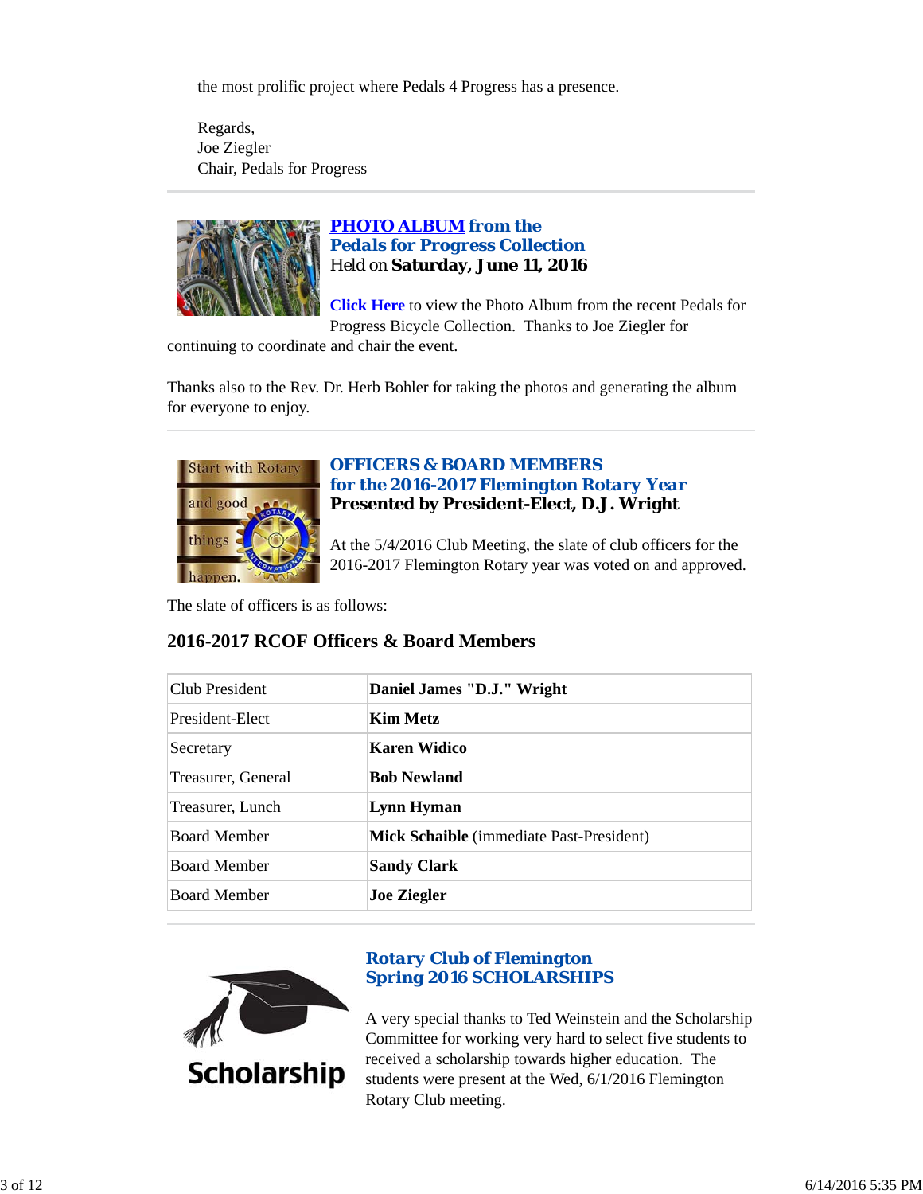the most prolific project where Pedals 4 Progress has a presence.

Regards,
Joe Ziegler
Chair, Pedals for Progress

---

### PHOTO ALBUM from the Pedals for Progress Collection
Held on **Saturday, June 11, 2016**

**Click Here** to view the Photo Album from the recent Pedals for Progress Bicycle Collection. Thanks to Joe Ziegler for continuing to coordinate and chair the event.

Thanks also to the Rev. Dr. Herb Bohler for taking the photos and generating the album for everyone to enjoy.

---

### OFFICERS & BOARD MEMBERS for the 2016-2017 Flemington Rotary Year
**Presented by President-Elect, D.J. Wright**

At the 5/4/2016 Club Meeting, the slate of club officers for the 2016-2017 Flemington Rotary year was voted on and approved.

The slate of officers is as follows:

## 2016-2017 RCOF Officers & Board Members

| Position | Name |
|---|---|
| Club President | **Daniel James "D.J." Wright** |
| President-Elect | **Kim Metz** |
| Secretary | **Karen Widico** |
| Treasurer, General | **Bob Newland** |
| Treasurer, Lunch | **Lynn Hyman** |
| Board Member | **Mick Schaible** (immediate Past-President) |
| Board Member | **Sandy Clark** |
| Board Member | **Joe Ziegler** |

---

### Rotary Club of Flemington Spring 2016 SCHOLARSHIPS

A very special thanks to Ted Weinstein and the Scholarship Committee for working very hard to select five students to received a scholarship towards higher education. The students were present at the Wed, 6/1/2016 Flemington Rotary Club meeting.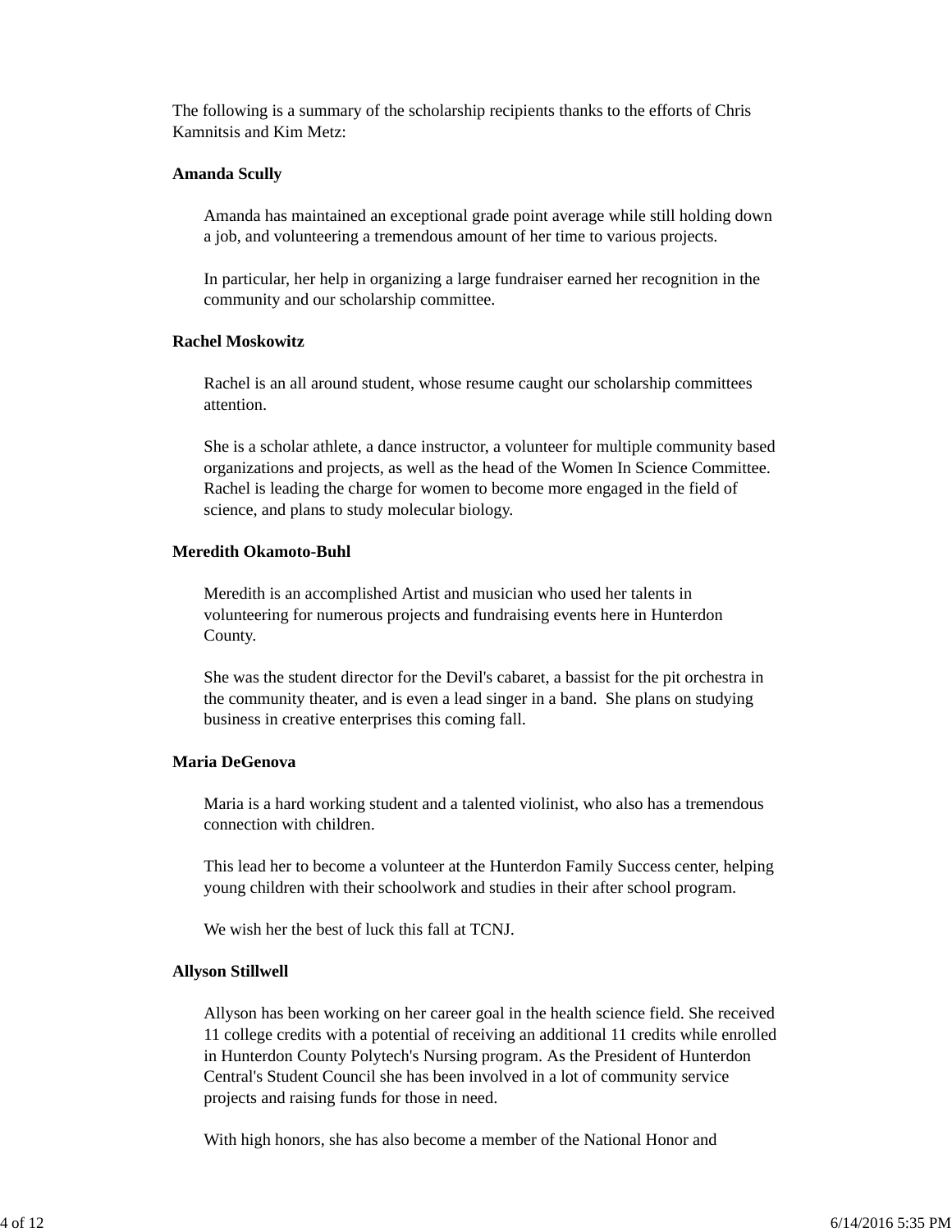The following is a summary of the scholarship recipients thanks to the efforts of Chris Kamnitsis and Kim Metz:

**Amanda Scully**

Amanda has maintained an exceptional grade point average while still holding down a job, and volunteering a tremendous amount of her time to various projects.

In particular, her help in organizing a large fundraiser earned her recognition in the community and our scholarship committee.

**Rachel Moskowitz**

Rachel is an all around student, whose resume caught our scholarship committees attention.

She is a scholar athlete, a dance instructor, a volunteer for multiple community based organizations and projects, as well as the head of the Women In Science Committee. Rachel is leading the charge for women to become more engaged in the field of science, and plans to study molecular biology.

**Meredith Okamoto-Buhl**

Meredith is an accomplished Artist and musician who used her talents in volunteering for numerous projects and fundraising events here in Hunterdon County.

She was the student director for the Devil's cabaret, a bassist for the pit orchestra in the community theater, and is even a lead singer in a band. She plans on studying business in creative enterprises this coming fall.

**Maria DeGenova**

Maria is a hard working student and a talented violinist, who also has a tremendous connection with children.

This lead her to become a volunteer at the Hunterdon Family Success center, helping young children with their schoolwork and studies in their after school program.

We wish her the best of luck this fall at TCNJ.

**Allyson Stillwell**

Allyson has been working on her career goal in the health science field. She received 11 college credits with a potential of receiving an additional 11 credits while enrolled in Hunterdon County Polytech's Nursing program. As the President of Hunterdon Central's Student Council she has been involved in a lot of community service projects and raising funds for those in need.

With high honors, she has also become a member of the National Honor and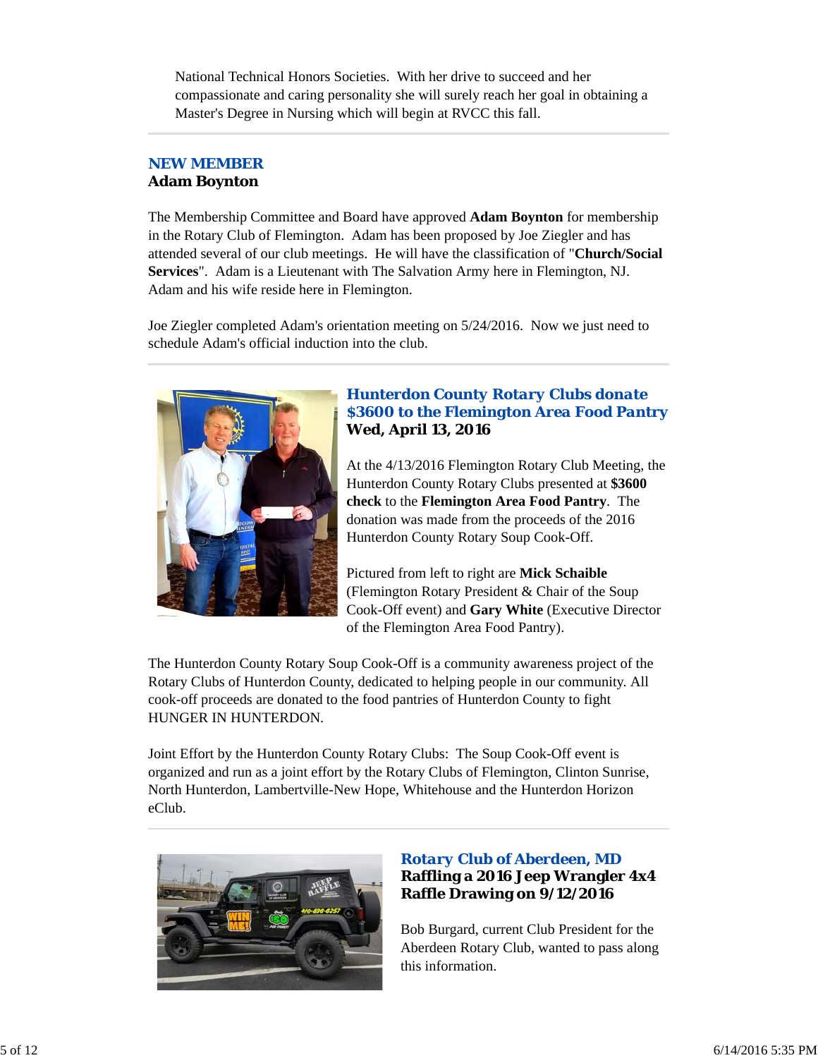National Technical Honors Societies. With her drive to succeed and her compassionate and caring personality she will surely reach her goal in obtaining a Master's Degree in Nursing which will begin at RVCC this fall.

---

## NEW MEMBER

**Adam Boynton**

The Membership Committee and Board have approved **Adam Boynton** for membership in the Rotary Club of Flemington. Adam has been proposed by Joe Ziegler and has attended several of our club meetings. He will have the classification of "**Church/Social Services**". Adam is a Lieutenant with The Salvation Army here in Flemington, NJ. Adam and his wife reside here in Flemington.

Joe Ziegler completed Adam's orientation meeting on 5/24/2016. Now we just need to schedule Adam's official induction into the club.

---

## Hunterdon County Rotary Clubs donate $3600 to the Flemington Area Food Pantry

**Wed, April 13, 2016**

At the 4/13/2016 Flemington Rotary Club Meeting, the Hunterdon County Rotary Clubs presented at **$3600 check** to the **Flemington Area Food Pantry**. The donation was made from the proceeds of the 2016 Hunterdon County Rotary Soup Cook-Off.

Pictured from left to right are **Mick Schaible** (Flemington Rotary President & Chair of the Soup Cook-Off event) and **Gary White** (Executive Director of the Flemington Area Food Pantry).

The Hunterdon County Rotary Soup Cook-Off is a community awareness project of the Rotary Clubs of Hunterdon County, dedicated to helping people in our community. All cook-off proceeds are donated to the food pantries of Hunterdon County to fight HUNGER IN HUNTERDON.

Joint Effort by the Hunterdon County Rotary Clubs: The Soup Cook-Off event is organized and run as a joint effort by the Rotary Clubs of Flemington, Clinton Sunrise, North Hunterdon, Lambertville-New Hope, Whitehouse and the Hunterdon Horizon eClub.

---

## Rotary Club of Aberdeen, MD

**Raffling a 2016 Jeep Wrangler 4x4**
**Raffle Drawing on 9/12/2016**

Bob Burgard, current Club President for the Aberdeen Rotary Club, wanted to pass along this information.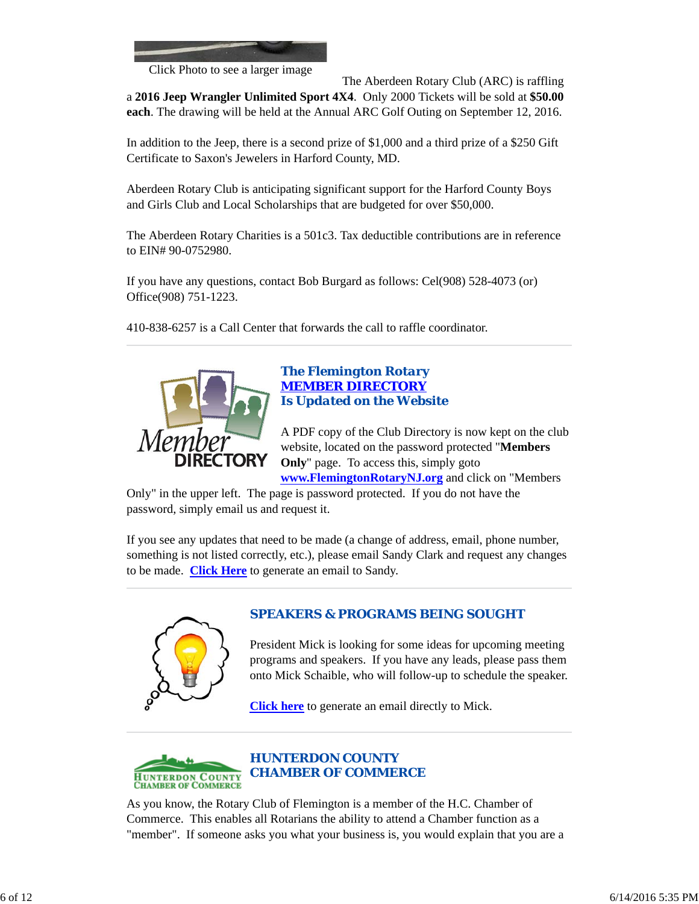Click Photo to see a larger image

The Aberdeen Rotary Club (ARC) is raffling a **2016 Jeep Wrangler Unlimited Sport 4X4**. Only 2000 Tickets will be sold at **$50.00 each**. The drawing will be held at the Annual ARC Golf Outing on September 12, 2016.

In addition to the Jeep, there is a second prize of $1,000 and a third prize of a $250 Gift Certificate to Saxon's Jewelers in Harford County, MD.

Aberdeen Rotary Club is anticipating significant support for the Harford County Boys and Girls Club and Local Scholarships that are budgeted for over $50,000.

The Aberdeen Rotary Charities is a 501c3. Tax deductible contributions are in reference to EIN# 90-0752980.

If you have any questions, contact Bob Burgard as follows: Cel(908) 528-4073 (or) Office(908) 751-1223.

410-838-6257 is a Call Center that forwards the call to raffle coordinator.

---

## The Flemington Rotary MEMBER DIRECTORY Is Updated on the Website

A PDF copy of the Club Directory is now kept on the club website, located on the password protected "**Members Only**" page. To access this, simply goto **www.FlemingtonRotaryNJ.org** and click on "Members Only" in the upper left. The page is password protected. If you do not have the password, simply email us and request it.

If you see any updates that need to be made (a change of address, email, phone number, something is not listed correctly, etc.), please email Sandy Clark and request any changes to be made. **Click Here** to generate an email to Sandy.

---

## SPEAKERS & PROGRAMS BEING SOUGHT

President Mick is looking for some ideas for upcoming meeting programs and speakers. If you have any leads, please pass them onto Mick Schaible, who will follow-up to schedule the speaker.

**Click here** to generate an email directly to Mick.

---

## HUNTERDON COUNTY CHAMBER OF COMMERCE

As you know, the Rotary Club of Flemington is a member of the H.C. Chamber of Commerce. This enables all Rotarians the ability to attend a Chamber function as a "member". If someone asks you what your business is, you would explain that you are a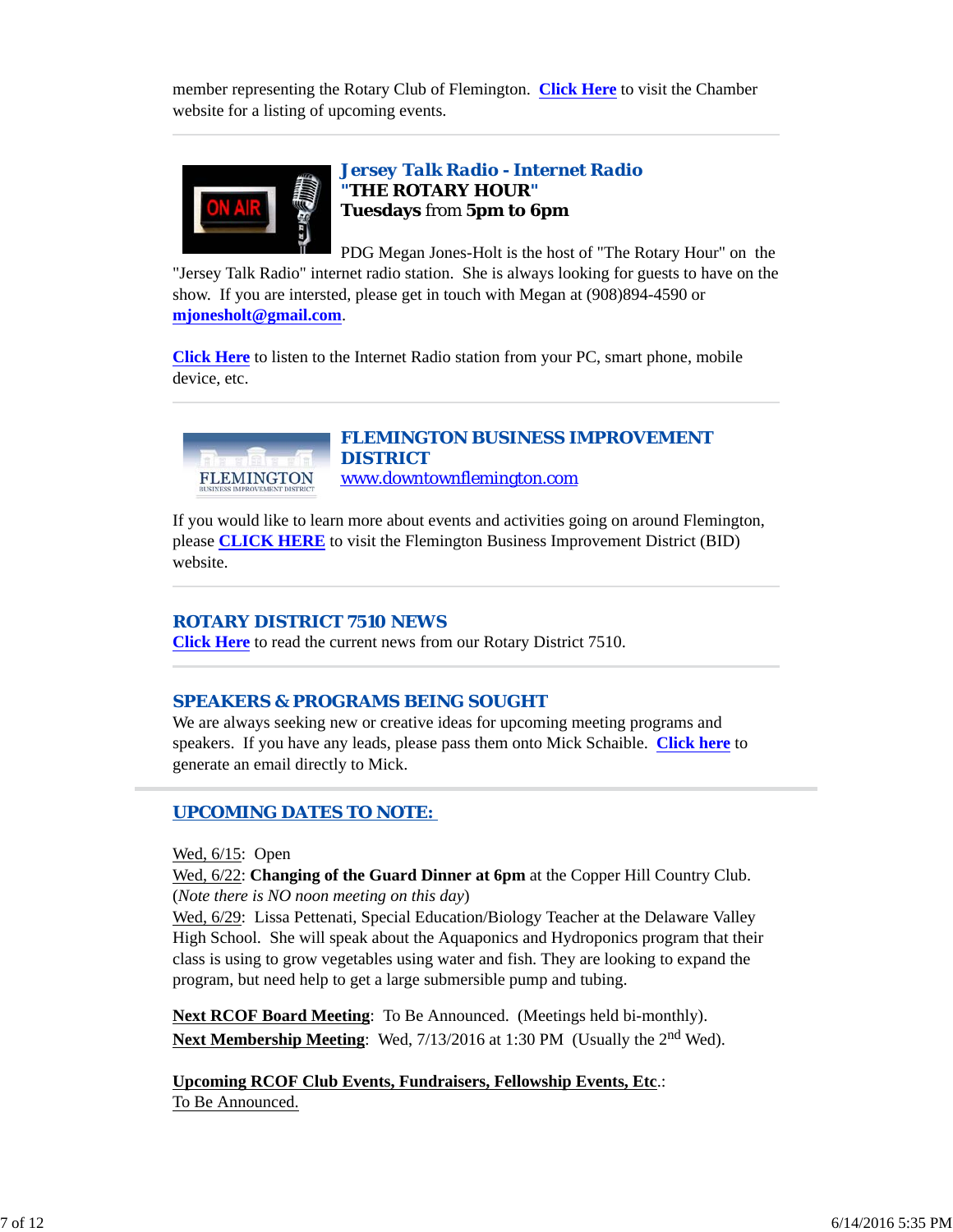member representing the Rotary Club of Flemington. **Click Here** to visit the Chamber website for a listing of upcoming events.

---

### Jersey Talk Radio - Internet Radio

**"THE ROTARY HOUR"**

**Tuesdays** from **5pm to 6pm**

PDG Megan Jones-Holt is the host of "The Rotary Hour" on the "Jersey Talk Radio" internet radio station. She is always looking for guests to have on the show. If you are intersted, please get in touch with Megan at (908)894-4590 or **mjonesholt@gmail.com**.

**Click Here** to listen to the Internet Radio station from your PC, smart phone, mobile device, etc.

---

### FLEMINGTON BUSINESS IMPROVEMENT DISTRICT

www.downtownflemington.com

If you would like to learn more about events and activities going on around Flemington, please **CLICK HERE** to visit the Flemington Business Improvement District (BID) website.

---

### ROTARY DISTRICT 7510 NEWS

**Click Here** to read the current news from our Rotary District 7510.

---

### SPEAKERS & PROGRAMS BEING SOUGHT

We are always seeking new or creative ideas for upcoming meeting programs and speakers. If you have any leads, please pass them onto Mick Schaible. **Click here** to generate an email directly to Mick.

---

### UPCOMING DATES TO NOTE:

Wed, 6/15: Open
Wed, 6/22: **Changing of the Guard Dinner at 6pm** at the Copper Hill Country Club. (*Note there is NO noon meeting on this day*)
Wed, 6/29: Lissa Pettenati, Special Education/Biology Teacher at the Delaware Valley High School. She will speak about the Aquaponics and Hydroponics program that their class is using to grow vegetables using water and fish. They are looking to expand the program, but need help to get a large submersible pump and tubing.

**Next RCOF Board Meeting**: To Be Announced. (Meetings held bi-monthly).
**Next Membership Meeting**: Wed, 7/13/2016 at 1:30 PM (Usually the 2nd Wed).

**Upcoming RCOF Club Events, Fundraisers, Fellowship Events, Etc**.:
To Be Announced.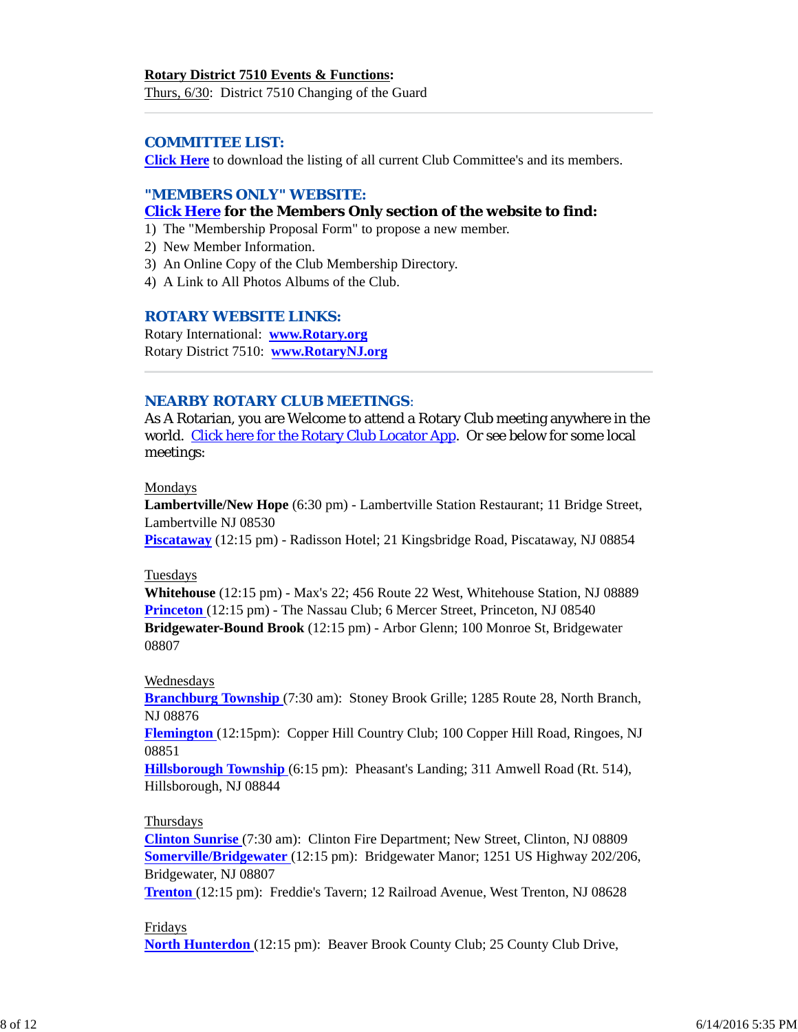**Rotary District 7510 Events & Functions:**
Thurs, 6/30: District 7510 Changing of the Guard

## COMMITTEE LIST:

**Click Here** to download the listing of all current Club Committee's and its members.

## "MEMBERS ONLY" WEBSITE:

**Click Here for the Members Only section of the website to find:**

1) The "Membership Proposal Form" to propose a new member.
2) New Member Information.
3) An Online Copy of the Club Membership Directory.
4) A Link to All Photos Albums of the Club.

## ROTARY WEBSITE LINKS:

Rotary International: **www.Rotary.org**
Rotary District 7510: **www.RotaryNJ.org**

## NEARBY ROTARY CLUB MEETINGS:

As A Rotarian, you are Welcome to attend a Rotary Club meeting anywhere in the world. Click here for the Rotary Club Locator App. Or see below for some local meetings:

Mondays
**Lambertville/New Hope** (6:30 pm) - Lambertville Station Restaurant; 11 Bridge Street, Lambertville NJ 08530
**Piscataway** (12:15 pm) - Radisson Hotel; 21 Kingsbridge Road, Piscataway, NJ 08854

Tuesdays
**Whitehouse** (12:15 pm) - Max's 22; 456 Route 22 West, Whitehouse Station, NJ 08889
**Princeton** (12:15 pm) - The Nassau Club; 6 Mercer Street, Princeton, NJ 08540
**Bridgewater-Bound Brook** (12:15 pm) - Arbor Glenn; 100 Monroe St, Bridgewater 08807

Wednesdays
**Branchburg Township** (7:30 am): Stoney Brook Grille; 1285 Route 28, North Branch, NJ 08876
**Flemington** (12:15pm): Copper Hill Country Club; 100 Copper Hill Road, Ringoes, NJ 08851
**Hillsborough Township** (6:15 pm): Pheasant's Landing; 311 Amwell Road (Rt. 514), Hillsborough, NJ 08844

Thursdays
**Clinton Sunrise** (7:30 am): Clinton Fire Department; New Street, Clinton, NJ 08809
**Somerville/Bridgewater** (12:15 pm): Bridgewater Manor; 1251 US Highway 202/206, Bridgewater, NJ 08807
**Trenton** (12:15 pm): Freddie's Tavern; 12 Railroad Avenue, West Trenton, NJ 08628

Fridays
**North Hunterdon** (12:15 pm): Beaver Brook County Club; 25 County Club Drive,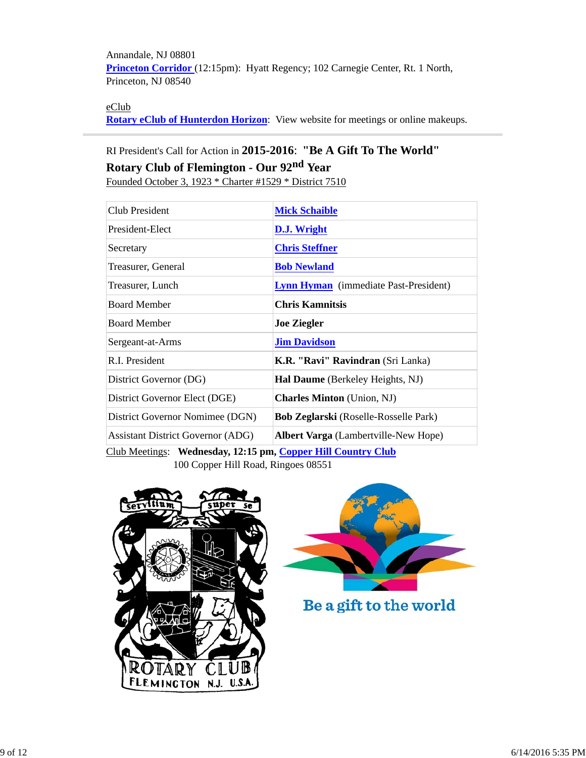Annandale, NJ 08801
**Princeton Corridor** (12:15pm): Hyatt Regency; 102 Carnegie Center, Rt. 1 North, Princeton, NJ 08540

eClub
**Rotary eClub of Hunterdon Horizon**: View website for meetings or online makeups.

---

RI President's Call for Action in **2015-2016**: **"Be A Gift To The World"**

**Rotary Club of Flemington - Our 92nd Year**

Founded October 3, 1923 * Charter #1529 * District 7510

| | |
|---|---|
| Club President | **Mick Schaible** |
| President-Elect | **D.J. Wright** |
| Secretary | **Chris Steffner** |
| Treasurer, General | **Bob Newland** |
| Treasurer, Lunch | **Lynn Hyman** (immediate Past-President) |
| Board Member | **Chris Kamnitsis** |
| Board Member | **Joe Ziegler** |
| Sergeant-at-Arms | **Jim Davidson** |
| R.I. President | **K.R. "Ravi" Ravindran** (Sri Lanka) |
| District Governor (DG) | **Hal Daume** (Berkeley Heights, NJ) |
| District Governor Elect (DGE) | **Charles Minton** (Union, NJ) |
| District Governor Nominee (DGN) | **Bob Zeglarski** (Roselle-Rosselle Park) |
| Assistant District Governor (ADG) | **Albert Varga** (Lambertville-New Hope) |

Club Meetings: **Wednesday, 12:15 pm, Copper Hill Country Club**
100 Copper Hill Road, Ringoes 08551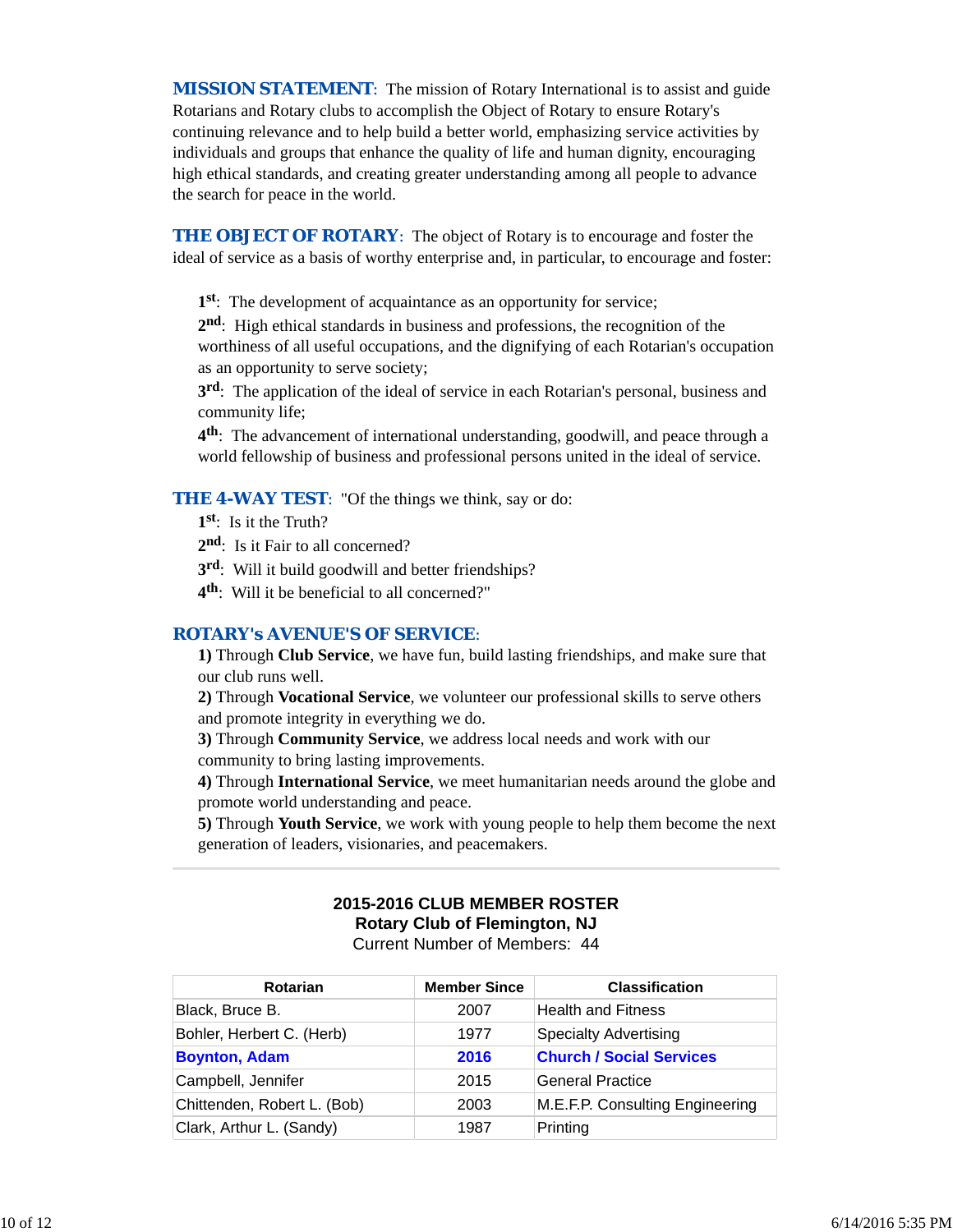**MISSION STATEMENT**: The mission of Rotary International is to assist and guide Rotarians and Rotary clubs to accomplish the Object of Rotary to ensure Rotary's continuing relevance and to help build a better world, emphasizing service activities by individuals and groups that enhance the quality of life and human dignity, encouraging high ethical standards, and creating greater understanding among all people to advance the search for peace in the world.

**THE OBJECT OF ROTARY**: The object of Rotary is to encourage and foster the ideal of service as a basis of worthy enterprise and, in particular, to encourage and foster:

**1st**: The development of acquaintance as an opportunity for service;
**2nd**: High ethical standards in business and professions, the recognition of the worthiness of all useful occupations, and the dignifying of each Rotarian's occupation as an opportunity to serve society;
**3rd**: The application of the ideal of service in each Rotarian's personal, business and community life;
**4th**: The advancement of international understanding, goodwill, and peace through a world fellowship of business and professional persons united in the ideal of service.

**THE 4-WAY TEST**: "Of the things we think, say or do:
**1st**: Is it the Truth?
**2nd**: Is it Fair to all concerned?
**3rd**: Will it build goodwill and better friendships?
**4th**: Will it be beneficial to all concerned?"

**ROTARY's AVENUE'S OF SERVICE**:
**1)** Through **Club Service**, we have fun, build lasting friendships, and make sure that our club runs well.
**2)** Through **Vocational Service**, we volunteer our professional skills to serve others and promote integrity in everything we do.
**3)** Through **Community Service**, we address local needs and work with our community to bring lasting improvements.
**4)** Through **International Service**, we meet humanitarian needs around the globe and promote world understanding and peace.
**5)** Through **Youth Service**, we work with young people to help them become the next generation of leaders, visionaries, and peacemakers.

---

**2015-2016 CLUB MEMBER ROSTER**
**Rotary Club of Flemington, NJ**
Current Number of Members: 44

| Rotarian | Member Since | Classification |
|---|---|---|
| Black, Bruce B. | 2007 | Health and Fitness |
| Bohler, Herbert C. (Herb) | 1977 | Specialty Advertising |
| **Boynton, Adam** | **2016** | **Church / Social Services** |
| Campbell, Jennifer | 2015 | General Practice |
| Chittenden, Robert L. (Bob) | 2003 | M.E.F.P. Consulting Engineering |
| Clark, Arthur L. (Sandy) | 1987 | Printing |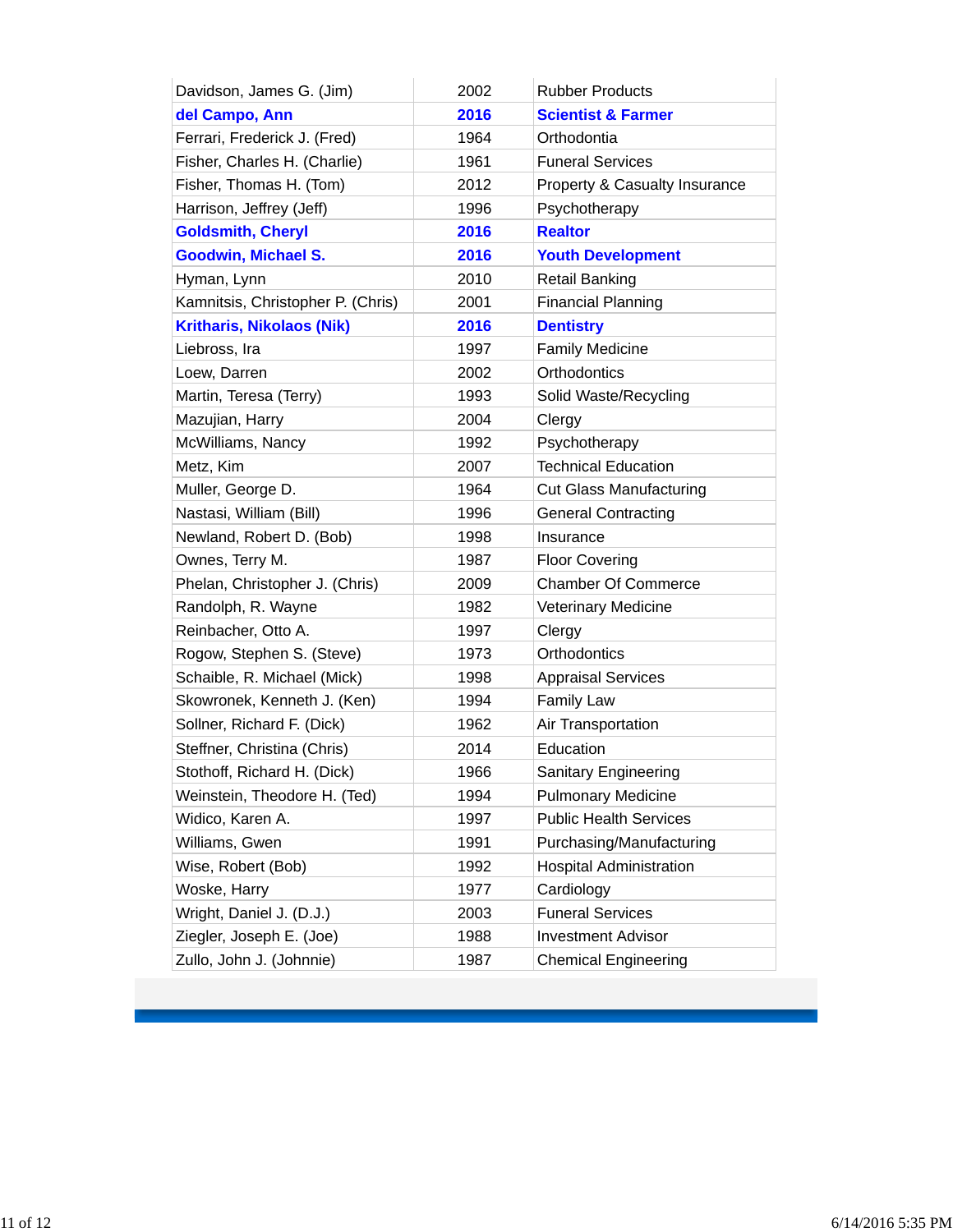| | | |
|---|---|---|
| Davidson, James G. (Jim) | 2002 | Rubber Products |
| **del Campo, Ann** | **2016** | **Scientist & Farmer** |
| Ferrari, Frederick J. (Fred) | 1964 | Orthodontia |
| Fisher, Charles H. (Charlie) | 1961 | Funeral Services |
| Fisher, Thomas H. (Tom) | 2012 | Property & Casualty Insurance |
| Harrison, Jeffrey (Jeff) | 1996 | Psychotherapy |
| **Goldsmith, Cheryl** | **2016** | **Realtor** |
| **Goodwin, Michael S.** | **2016** | **Youth Development** |
| Hyman, Lynn | 2010 | Retail Banking |
| Kamnitsis, Christopher P. (Chris) | 2001 | Financial Planning |
| **Kritharis, Nikolaos (Nik)** | **2016** | **Dentistry** |
| Liebross, Ira | 1997 | Family Medicine |
| Loew, Darren | 2002 | Orthodontics |
| Martin, Teresa (Terry) | 1993 | Solid Waste/Recycling |
| Mazujian, Harry | 2004 | Clergy |
| McWilliams, Nancy | 1992 | Psychotherapy |
| Metz, Kim | 2007 | Technical Education |
| Muller, George D. | 1964 | Cut Glass Manufacturing |
| Nastasi, William (Bill) | 1996 | General Contracting |
| Newland, Robert D. (Bob) | 1998 | Insurance |
| Ownes, Terry M. | 1987 | Floor Covering |
| Phelan, Christopher J. (Chris) | 2009 | Chamber Of Commerce |
| Randolph, R. Wayne | 1982 | Veterinary Medicine |
| Reinbacher, Otto A. | 1997 | Clergy |
| Rogow, Stephen S. (Steve) | 1973 | Orthodontics |
| Schaible, R. Michael (Mick) | 1998 | Appraisal Services |
| Skowronek, Kenneth J. (Ken) | 1994 | Family Law |
| Sollner, Richard F. (Dick) | 1962 | Air Transportation |
| Steffner, Christina (Chris) | 2014 | Education |
| Stothoff, Richard H. (Dick) | 1966 | Sanitary Engineering |
| Weinstein, Theodore H. (Ted) | 1994 | Pulmonary Medicine |
| Widico, Karen A. | 1997 | Public Health Services |
| Williams, Gwen | 1991 | Purchasing/Manufacturing |
| Wise, Robert (Bob) | 1992 | Hospital Administration |
| Woske, Harry | 1977 | Cardiology |
| Wright, Daniel J. (D.J.) | 2003 | Funeral Services |
| Ziegler, Joseph E. (Joe) | 1988 | Investment Advisor |
| Zullo, John J. (Johnnie) | 1987 | Chemical Engineering |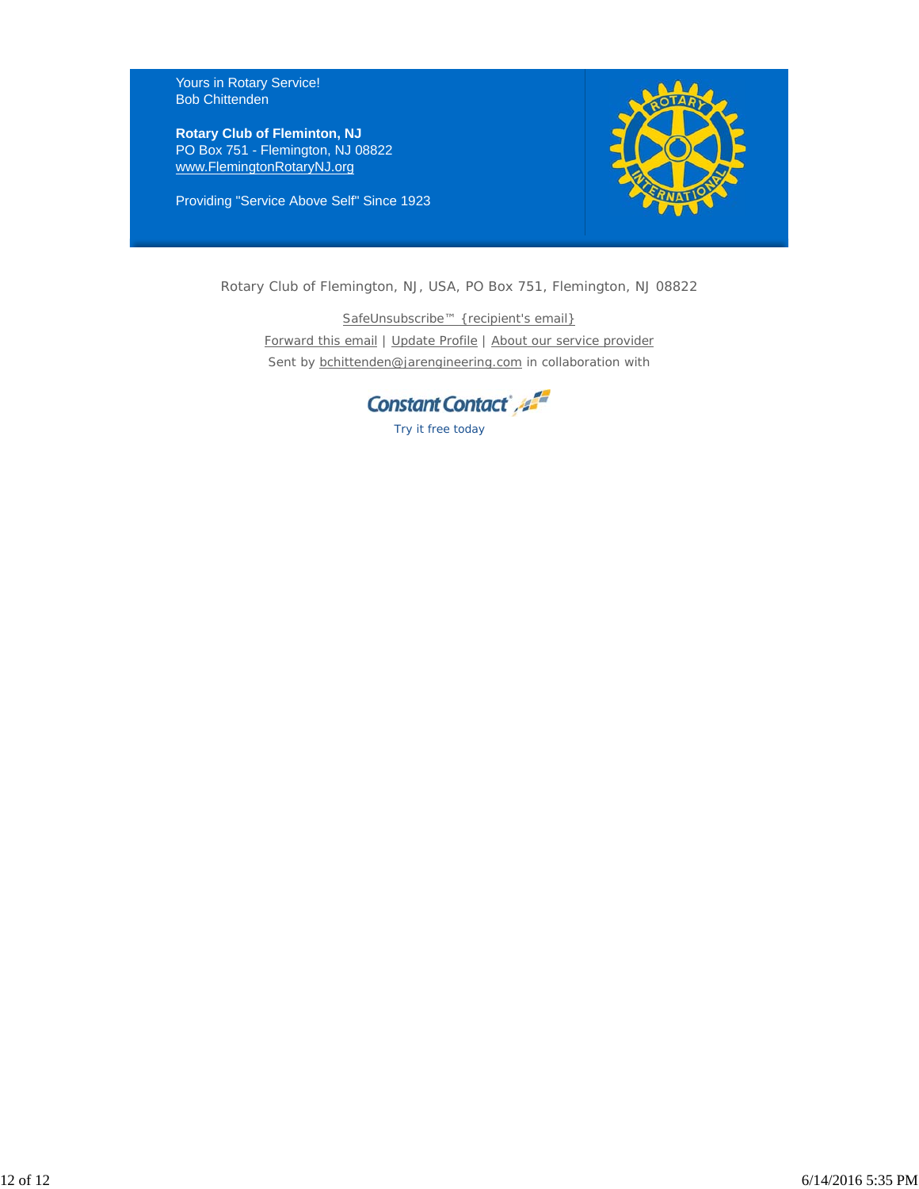Yours in Rotary Service!
Bob Chittenden

**Rotary Club of Fleminton, NJ**
PO Box 751 - Flemington, NJ 08822
www.FlemingtonRotaryNJ.org

Providing "Service Above Self" Since 1923

Rotary Club of Flemington, NJ, USA, PO Box 751, Flemington, NJ 08822

SafeUnsubscribe™ {recipient's email}

Forward this email | Update Profile | About our service provider

Sent by bchittenden@jarengineering.com in collaboration with

Constant Contact

Try it free today